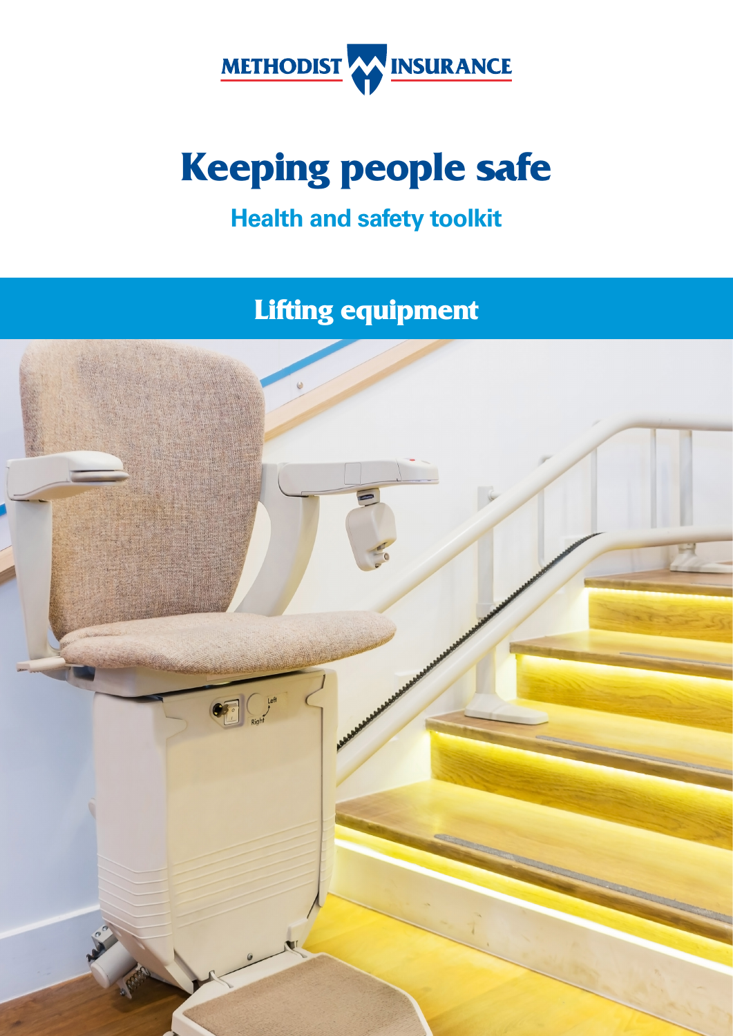METHODIST INSURANCE

# Keeping people safe

## Health and safety toolkit

## Lifting equipment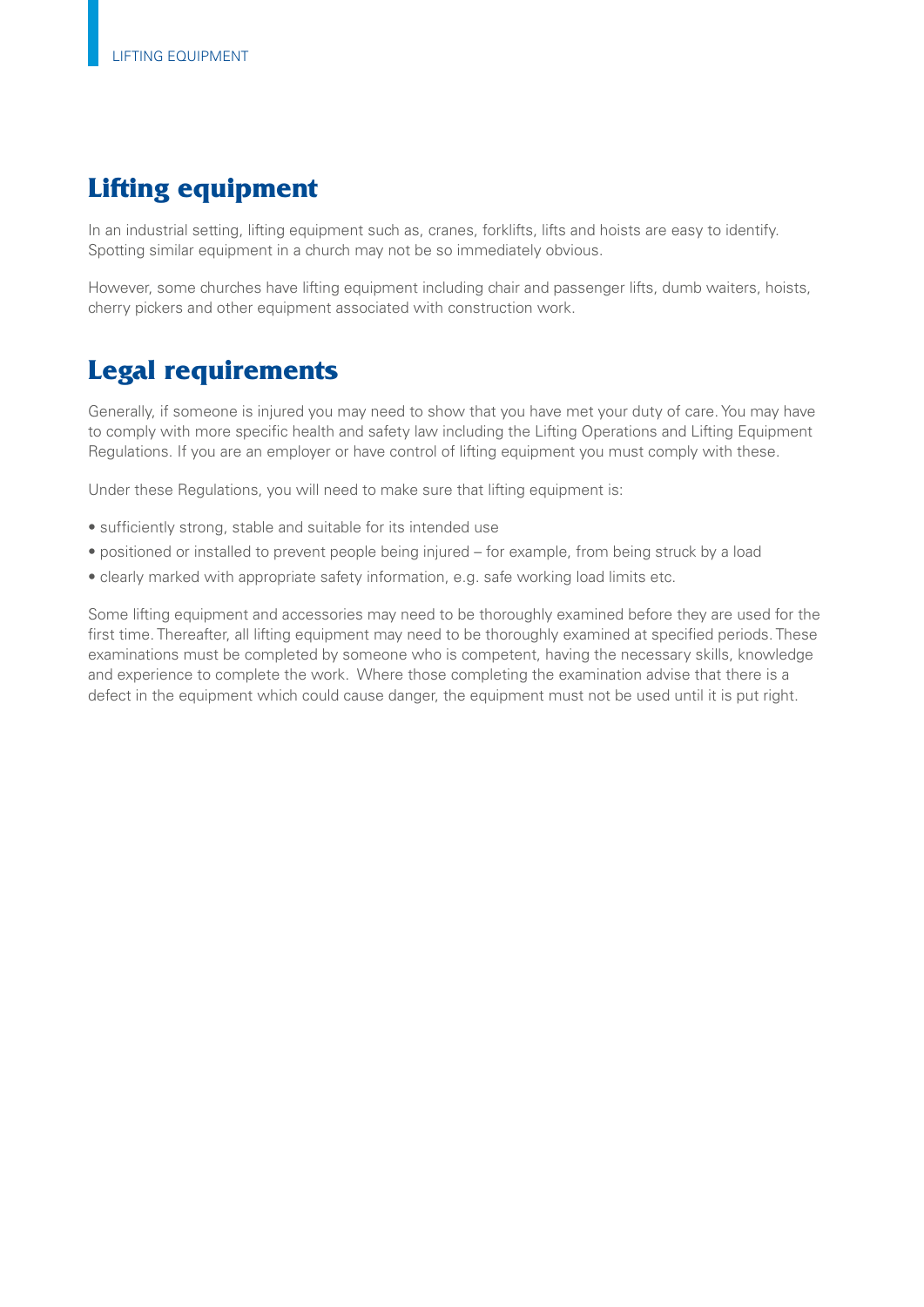## Lifting equipment

In an industrial setting, lifting equipment such as, cranes, forklifts, lifts and hoists are easy to identify. Spotting similar equipment in a church may not be so immediately obvious.

However, some churches have lifting equipment including chair and passenger lifts, dumb waiters, hoists, cherry pickers and other equipment associated with construction work.

## Legal requirements

Generally, if someone is injured you may need to show that you have met your duty of care. You may have to comply with more specific health and safety law including the Lifting Operations and Lifting Equipment Regulations. If you are an employer or have control of lifting equipment you must comply with these.

Under these Regulations, you will need to make sure that lifting equipment is:

- sufficiently strong, stable and suitable for its intended use
- positioned or installed to prevent people being injured – for example, from being struck by a load
- clearly marked with appropriate safety information, e.g. safe working load limits etc.

Some lifting equipment and accessories may need to be thoroughly examined before they are used for the first time. Thereafter, all lifting equipment may need to be thoroughly examined at specified periods. These examinations must be completed by someone who is competent, having the necessary skills, knowledge and experience to complete the work. Where those completing the examination advise that there is a defect in the equipment which could cause danger, the equipment must not be used until it is put right.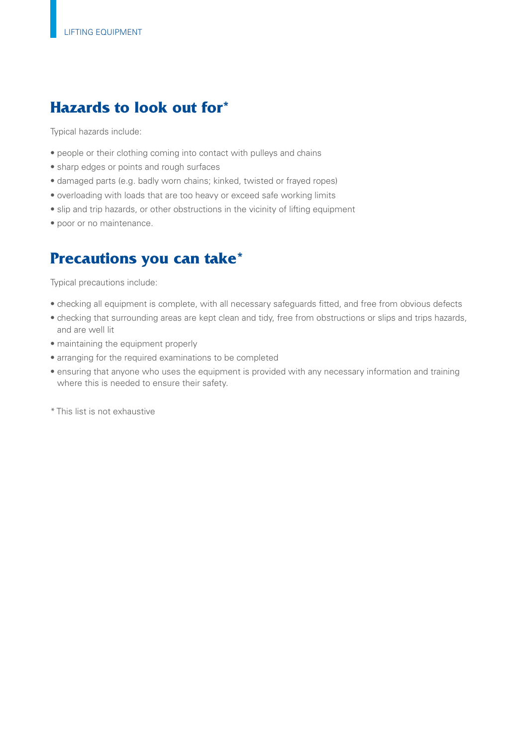## Hazards to look out for*

Typical hazards include:

- people or their clothing coming into contact with pulleys and chains
- sharp edges or points and rough surfaces
- damaged parts (e.g. badly worn chains; kinked, twisted or frayed ropes)
- overloading with loads that are too heavy or exceed safe working limits
- slip and trip hazards, or other obstructions in the vicinity of lifting equipment
- poor or no maintenance.

## Precautions you can take*

Typical precautions include:

- checking all equipment is complete, with all necessary safeguards fitted, and free from obvious defects
- checking that surrounding areas are kept clean and tidy, free from obstructions or slips and trips hazards, and are well lit
- maintaining the equipment properly
- arranging for the required examinations to be completed
- ensuring that anyone who uses the equipment is provided with any necessary information and training where this is needed to ensure their safety.

* This list is not exhaustive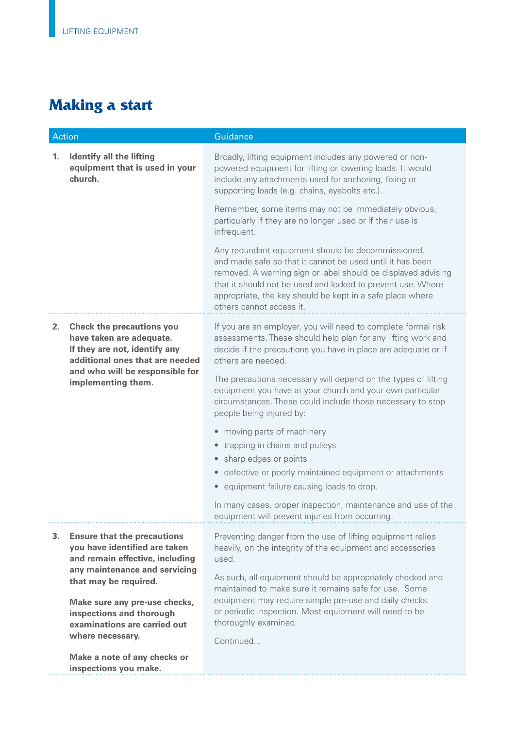## Making a start

| Action | Guidance |
|---|---|
| **1. Identify all the lifting equipment that is used in your church.** | Broadly, lifting equipment includes any powered or non-powered equipment for lifting or lowering loads. It would include any attachments used for anchoring, fixing or supporting loads (e.g. chains, eyebolts etc.).<br><br>Remember, some items may not be immediately obvious, particularly if they are no longer used or if their use is infrequent.<br><br>Any redundant equipment should be decommissioned, and made safe so that it cannot be used until it has been removed. A warning sign or label should be displayed advising that it should not be used and locked to prevent use. Where appropriate, the key should be kept in a safe place where others cannot access it. |
| **2. Check the precautions you have taken are adequate. If they are not, identify any additional ones that are needed and who will be responsible for implementing them.** | If you are an employer, you will need to complete formal risk assessments. These should help plan for any lifting work and decide if the precautions you have in place are adequate or if others are needed.<br><br>The precautions necessary will depend on the types of lifting equipment you have at your church and your own particular circumstances. These could include those necessary to stop people being injured by:<br><br>• moving parts of machinery<br>• trapping in chains and pulleys<br>• sharp edges or points<br>• defective or poorly maintained equipment or attachments<br>• equipment failure causing loads to drop.<br><br>In many cases, proper inspection, maintenance and use of the equipment will prevent injuries from occurring. |
| **3. Ensure that the precautions you have identified are taken and remain effective, including any maintenance and servicing that may be required.**<br><br>**Make sure any pre-use checks, inspections and thorough examinations are carried out where necessary.**<br><br>**Make a note of any checks or inspections you make.** | Preventing danger from the use of lifting equipment relies heavily, on the integrity of the equipment and accessories used.<br><br>As such, all equipment should be appropriately checked and maintained to make sure it remains safe for use. Some equipment may require simple pre-use and daily checks or periodic inspection. Most equipment will need to be thoroughly examined.<br><br>Continued... |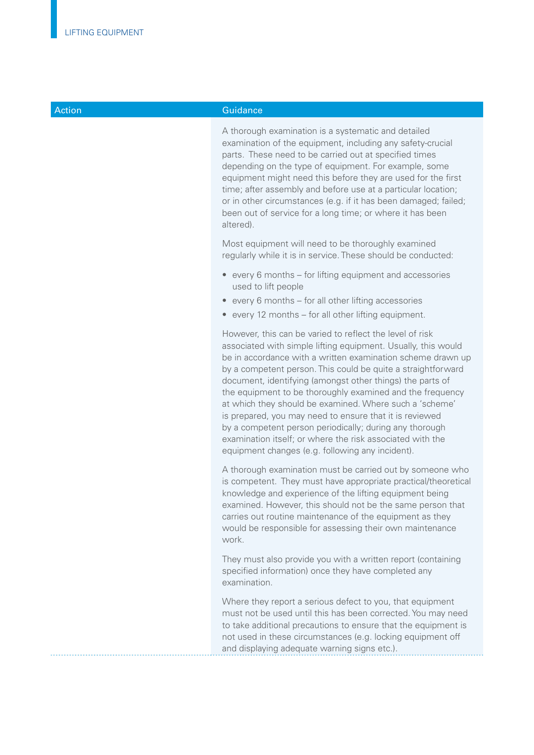| Action | Guidance |
| --- | --- |
| | A thorough examination is a systematic and detailed examination of the equipment, including any safety-crucial parts. These need to be carried out at specified times depending on the type of equipment. For example, some equipment might need this before they are used for the first time; after assembly and before use at a particular location; or in other circumstances (e.g. if it has been damaged; failed; been out of service for a long time; or where it has been altered).<br><br>Most equipment will need to be thoroughly examined regularly while it is in service. These should be conducted:<br><br>• every 6 months – for lifting equipment and accessories used to lift people<br>• every 6 months – for all other lifting accessories<br>• every 12 months – for all other lifting equipment.<br><br>However, this can be varied to reflect the level of risk associated with simple lifting equipment. Usually, this would be in accordance with a written examination scheme drawn up by a competent person. This could be quite a straightforward document, identifying (amongst other things) the parts of the equipment to be thoroughly examined and the frequency at which they should be examined. Where such a 'scheme' is prepared, you may need to ensure that it is reviewed by a competent person periodically; during any thorough examination itself; or where the risk associated with the equipment changes (e.g. following any incident).<br><br>A thorough examination must be carried out by someone who is competent. They must have appropriate practical/theoretical knowledge and experience of the lifting equipment being examined. However, this should not be the same person that carries out routine maintenance of the equipment as they would be responsible for assessing their own maintenance work.<br><br>They must also provide you with a written report (containing specified information) once they have completed any examination.<br><br>Where they report a serious defect to you, that equipment must not be used until this has been corrected. You may need to take additional precautions to ensure that the equipment is not used in these circumstances (e.g. locking equipment off and displaying adequate warning signs etc.). |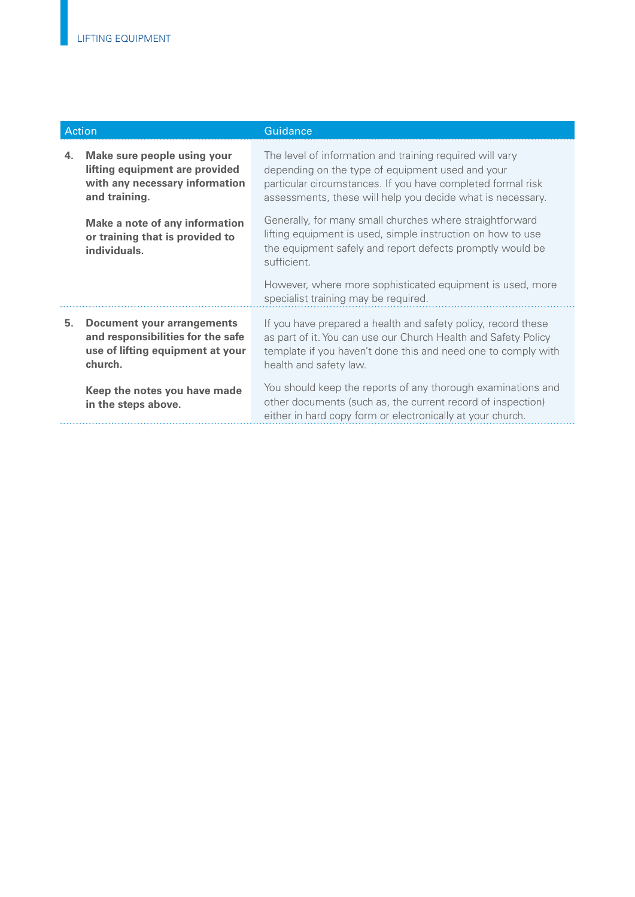| Action | Guidance |
|---|---|
| **4. Make sure people using your lifting equipment are provided with any necessary information and training.**<br><br>**Make a note of any information or training that is provided to individuals.** | The level of information and training required will vary depending on the type of equipment used and your particular circumstances. If you have completed formal risk assessments, these will help you decide what is necessary.<br><br>Generally, for many small churches where straightforward lifting equipment is used, simple instruction on how to use the equipment safely and report defects promptly would be sufficient.<br><br>However, where more sophisticated equipment is used, more specialist training may be required. |
| **5. Document your arrangements and responsibilities for the safe use of lifting equipment at your church.**<br><br>**Keep the notes you have made in the steps above.** | If you have prepared a health and safety policy, record these as part of it. You can use our Church Health and Safety Policy template if you haven't done this and need one to comply with health and safety law.<br><br>You should keep the reports of any thorough examinations and other documents (such as, the current record of inspection) either in hard copy form or electronically at your church. |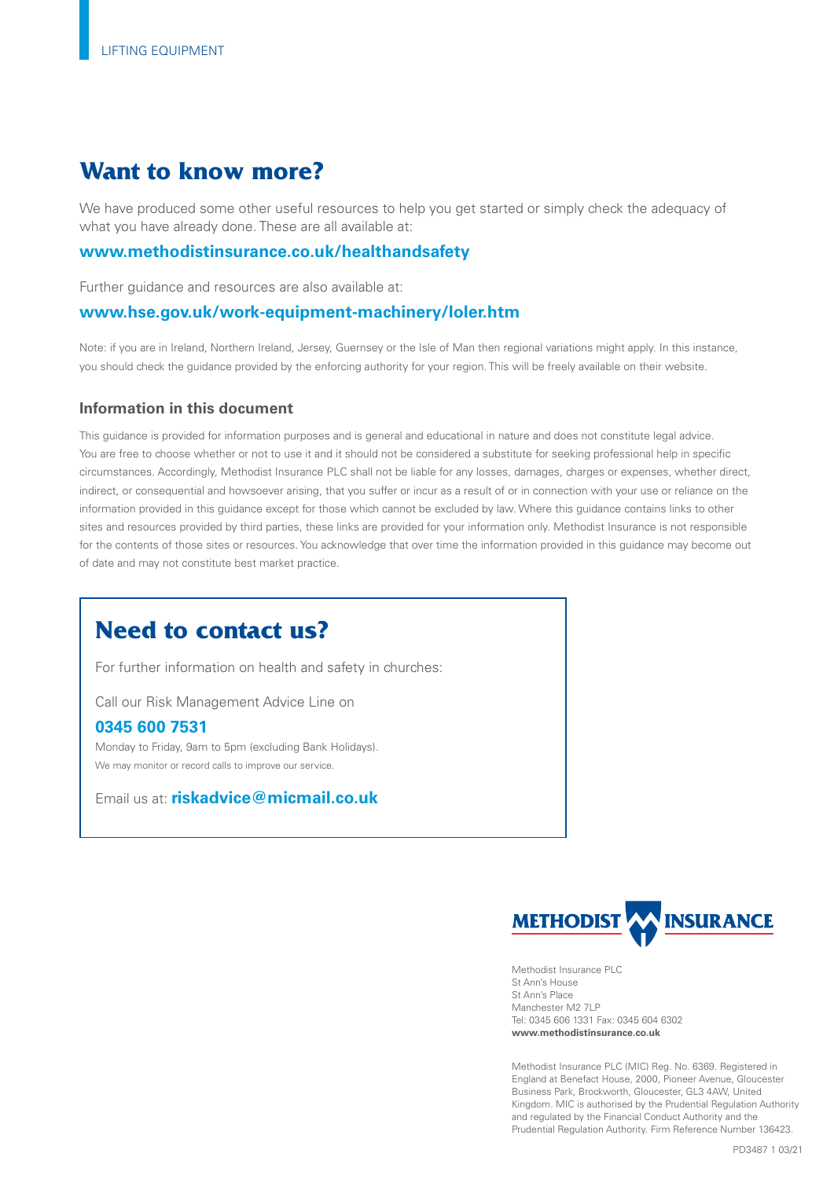## Want to know more?

We have produced some other useful resources to help you get started or simply check the adequacy of what you have already done. These are all available at:

**www.methodistinsurance.co.uk/healthandsafety**

Further guidance and resources are also available at:

**www.hse.gov.uk/work-equipment-machinery/loler.htm**

Note: if you are in Ireland, Northern Ireland, Jersey, Guernsey or the Isle of Man then regional variations might apply. In this instance, you should check the guidance provided by the enforcing authority for your region. This will be freely available on their website.

### Information in this document

This guidance is provided for information purposes and is general and educational in nature and does not constitute legal advice. You are free to choose whether or not to use it and it should not be considered a substitute for seeking professional help in specific circumstances. Accordingly, Methodist Insurance PLC shall not be liable for any losses, damages, charges or expenses, whether direct, indirect, or consequential and howsoever arising, that you suffer or incur as a result of or in connection with your use or reliance on the information provided in this guidance except for those which cannot be excluded by law. Where this guidance contains links to other sites and resources provided by third parties, these links are provided for your information only. Methodist Insurance is not responsible for the contents of those sites or resources. You acknowledge that over time the information provided in this guidance may become out of date and may not constitute best market practice.

## Need to contact us?

For further information on health and safety in churches:

Call our Risk Management Advice Line on

**0345 600 7531**

Monday to Friday, 9am to 5pm (excluding Bank Holidays).
We may monitor or record calls to improve our service.

Email us at: **riskadvice@micmail.co.uk**

METHODIST INSURANCE

Methodist Insurance PLC
St Ann's House
St Ann's Place
Manchester M2 7LP
Tel: 0345 606 1331 Fax: 0345 604 6302
**www.methodistinsurance.co.uk**

Methodist Insurance PLC (MIC) Reg. No. 6369. Registered in England at Benefact House, 2000, Pioneer Avenue, Gloucester Business Park, Brockworth, Gloucester, GL3 4AW, United Kingdom. MIC is authorised by the Prudential Regulation Authority and regulated by the Financial Conduct Authority and the Prudential Regulation Authority. Firm Reference Number 136423.

PD3487 1 03/21